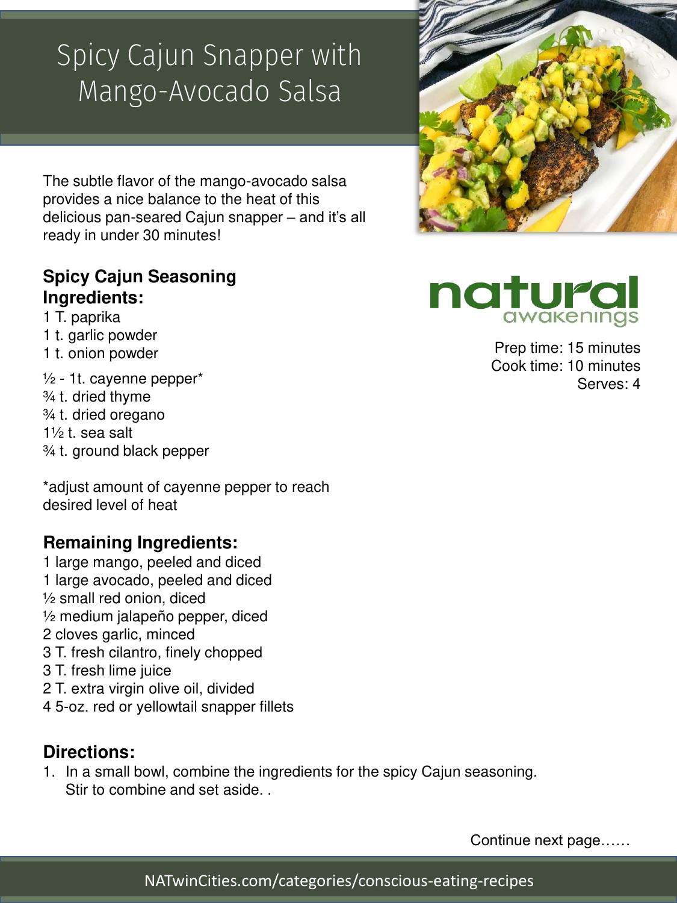# Spicy Cajun Snapper with Mango-Avocado Salsa

The subtle flavor of the mango-avocado salsa provides a nice balance to the heat of this delicious pan-seared Cajun snapper – and it's all ready in under 30 minutes!

natural awakenings

Prep time: 15 minutes
Cook time: 10 minutes
Serves: 4

### Spicy Cajun Seasoning Ingredients:

1 T. paprika
1 t. garlic powder
1 t. onion powder
½ - 1t. cayenne pepper*
¾ t. dried thyme
¾ t. dried oregano
1½ t. sea salt
¾ t. ground black pepper

*adjust amount of cayenne pepper to reach desired level of heat

### Remaining Ingredients:

1 large mango, peeled and diced
1 large avocado, peeled and diced
½ small red onion, diced
½ medium jalapeño pepper, diced
2 cloves garlic, minced
3 T. fresh cilantro, finely chopped
3 T. fresh lime juice
2 T. extra virgin olive oil, divided
4 5-oz. red or yellowtail snapper fillets

### Directions:

1. In a small bowl, combine the ingredients for the spicy Cajun seasoning. Stir to combine and set aside. .

Continue next page……

NATwinCities.com/categories/conscious-eating-recipes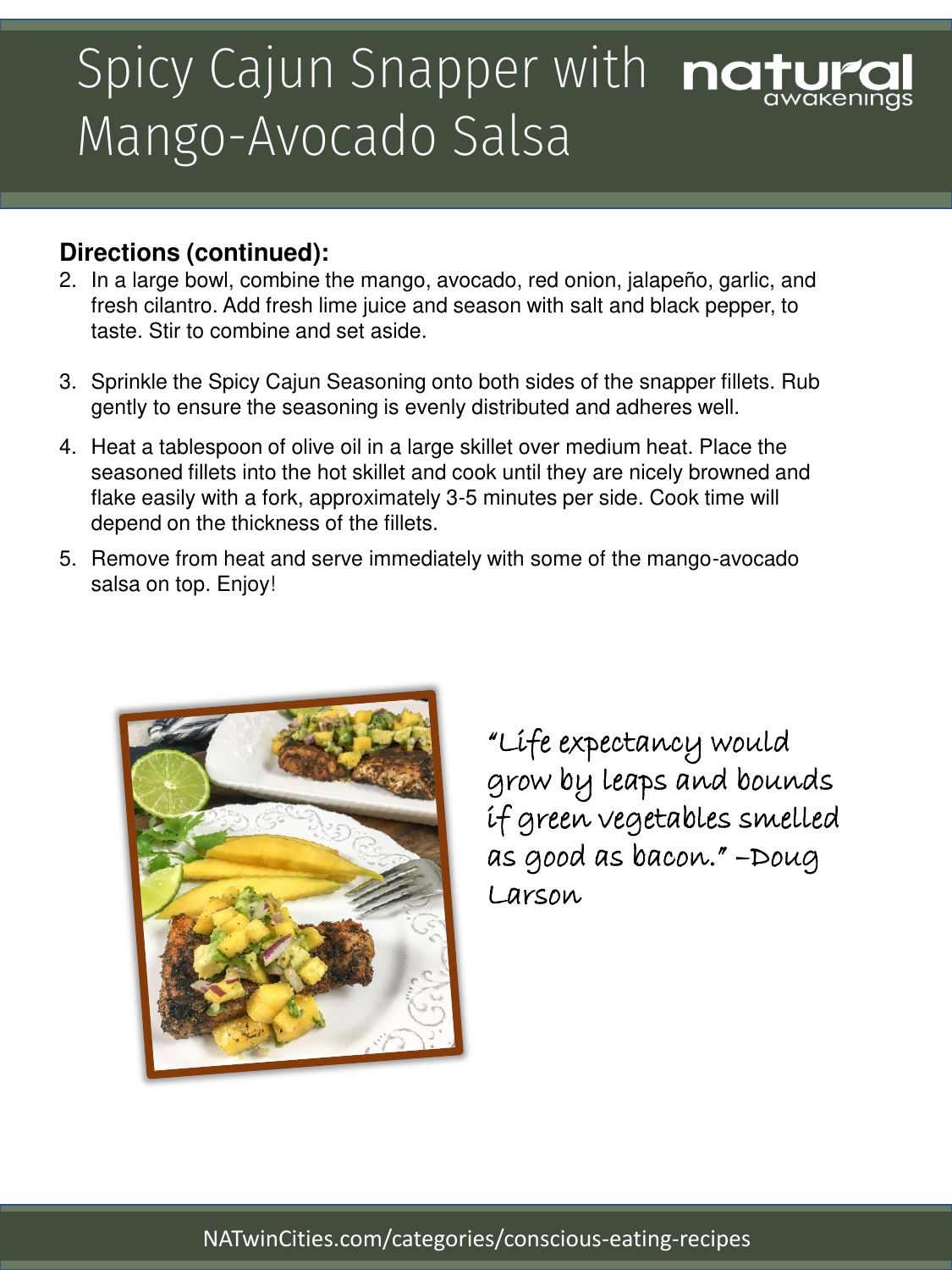# Spicy Cajun Snapper with Mango-Avocado Salsa

**Directions (continued):**

2. In a large bowl, combine the mango, avocado, red onion, jalapeño, garlic, and fresh cilantro. Add fresh lime juice and season with salt and black pepper, to taste. Stir to combine and set aside.
3. Sprinkle the Spicy Cajun Seasoning onto both sides of the snapper fillets. Rub gently to ensure the seasoning is evenly distributed and adheres well.
4. Heat a tablespoon of olive oil in a large skillet over medium heat. Place the seasoned fillets into the hot skillet and cook until they are nicely browned and flake easily with a fork, approximately 3-5 minutes per side. Cook time will depend on the thickness of the fillets.
5. Remove from heat and serve immediately with some of the mango-avocado salsa on top. Enjoy!

*"Life expectancy would grow by leaps and bounds if green vegetables smelled as good as bacon." –Doug Larson*

NATwinCities.com/categories/conscious-eating-recipes